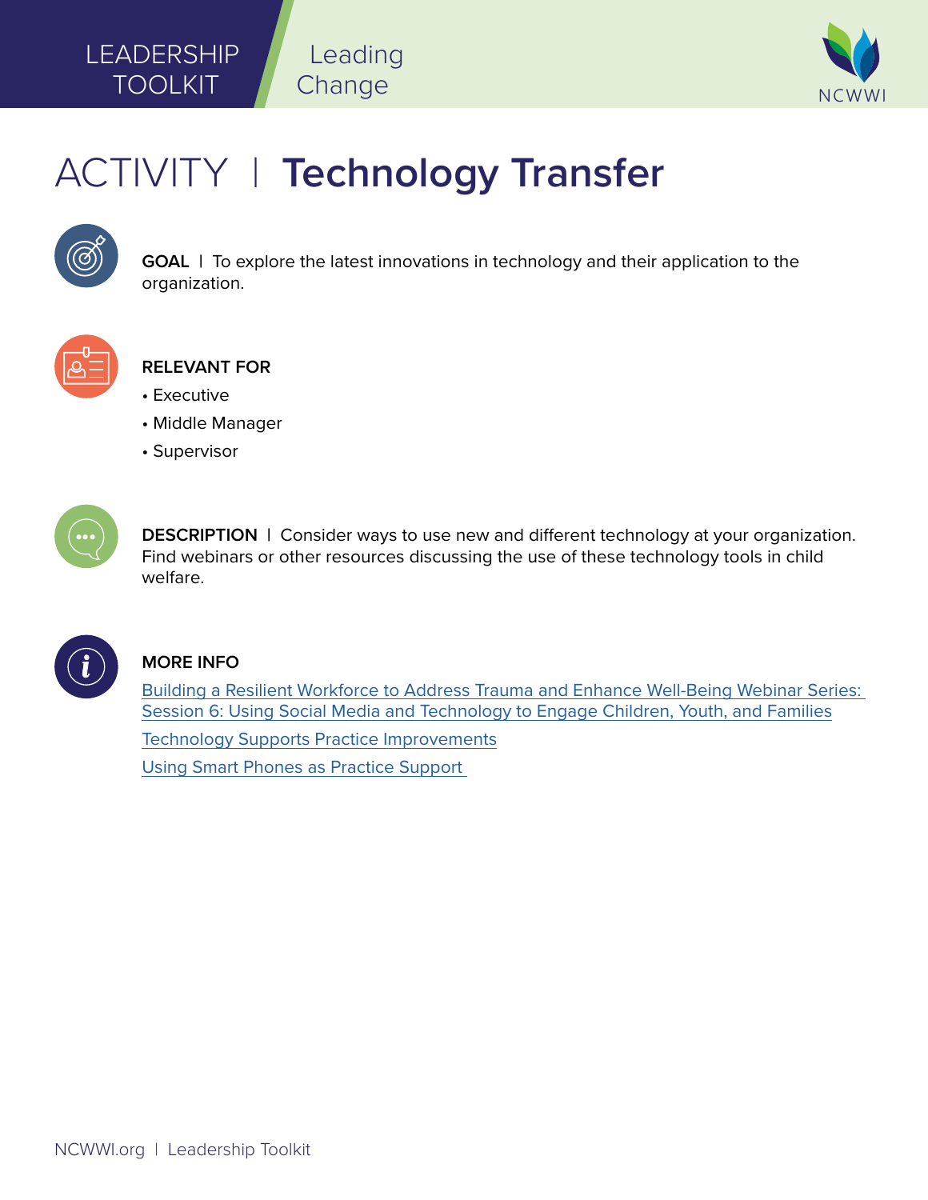LEADERSHIP TOOLKIT | Leading Change

# ACTIVITY | Technology Transfer

**GOAL** | To explore the latest innovations in technology and their application to the organization.

**RELEVANT FOR**

- Executive
- Middle Manager
- Supervisor

**DESCRIPTION** | Consider ways to use new and different technology at your organization. Find webinars or other resources discussing the use of these technology tools in child welfare.

**MORE INFO**

Building a Resilient Workforce to Address Trauma and Enhance Well-Being Webinar Series: Session 6: Using Social Media and Technology to Engage Children, Youth, and Families

Technology Supports Practice Improvements

Using Smart Phones as Practice Support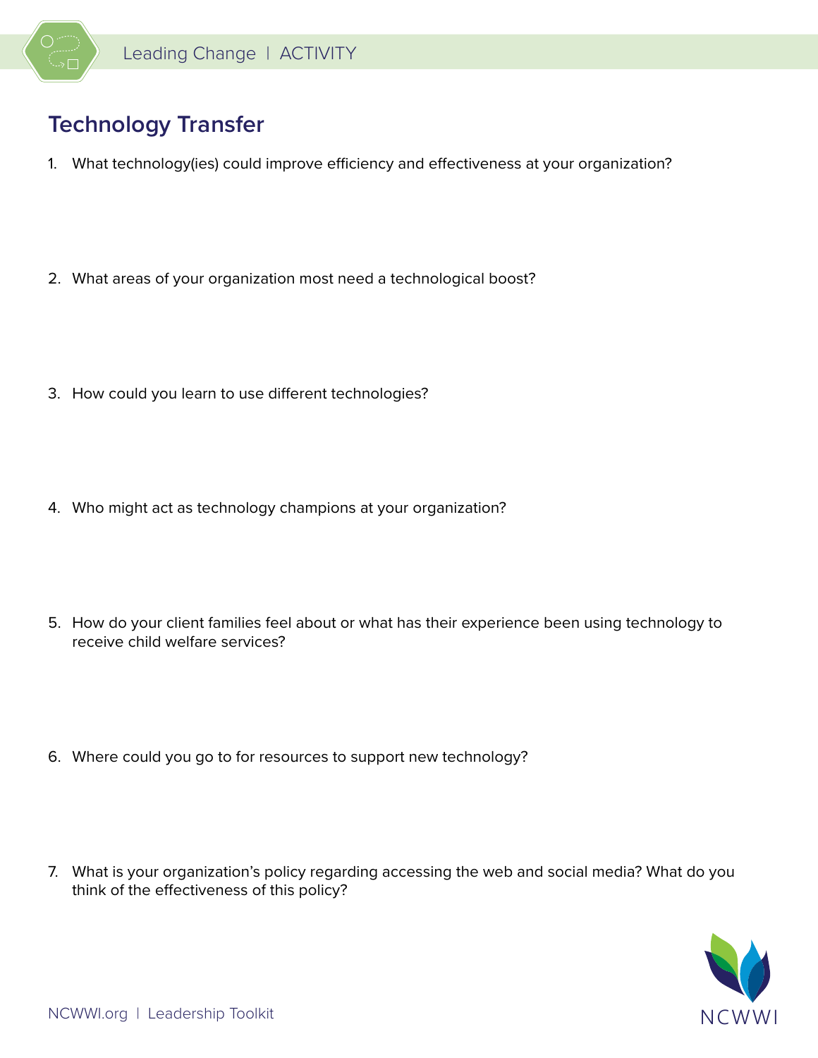## Technology Transfer

1. What technology(ies) could improve efficiency and effectiveness at your organization?

2. What areas of your organization most need a technological boost?

3. How could you learn to use different technologies?

4. Who might act as technology champions at your organization?

5. How do your client families feel about or what has their experience been using technology to receive child welfare services?

6. Where could you go to for resources to support new technology?

7. What is your organization's policy regarding accessing the web and social media? What do you think of the effectiveness of this policy?